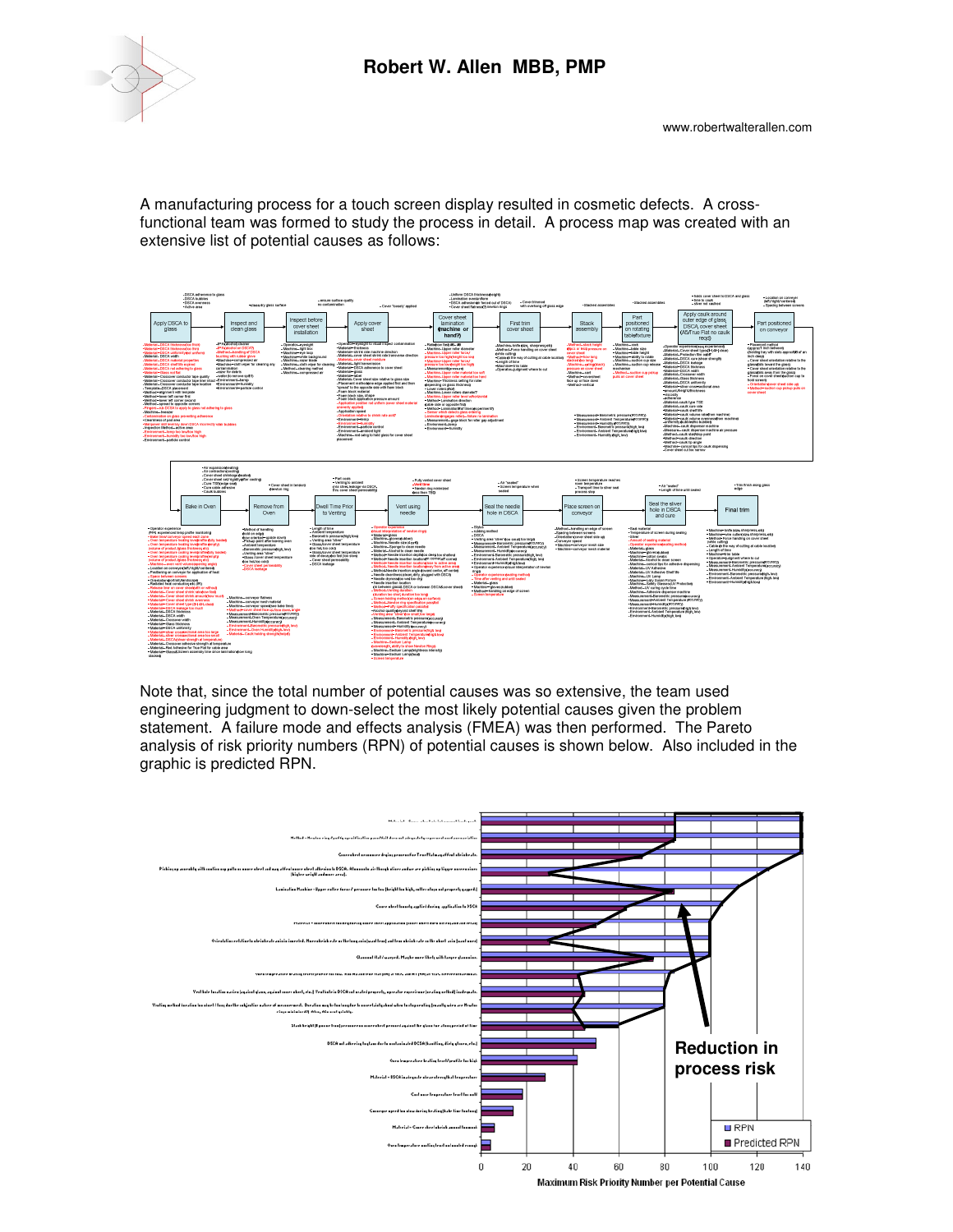# Robert W. Allen MBB, PMP

www.robertwalterallen.com

A manufacturing process for a touch screen display resulted in cosmetic defects. A cross-functional team was formed to study the process in detail. A process map was created with an extensive list of potential causes as follows:

Apply DSCA to glass → Inspect and clean glass → Inspect before cover sheet installation → Apply cover sheet → Cover sheet lamination (machine or hand?) → First trim cover sheet → Stack assembly → Part positioned on rotating table/fixture → Apply caulk around outer edge of glass, DSCA, cover sheet (AD/True Flat no caulk reqd) → Part positioned on conveyor

Bake in Oven → Remove from Oven → Dwell Time Prior to Venting → Vent using needle → Seal the needle hole in DSCA → Place screen on conveyor → Seal the sliver hole in DSCA and cure → Final trim

Note that, since the total number of potential causes was so extensive, the team used engineering judgment to down-select the most likely potential causes given the problem statement. A failure mode and effects analysis (FMEA) was then performed. The Pareto analysis of risk priority numbers (RPN) of potential causes is shown below. Also included in the graphic is predicted RPN.

Reduction in process risk

RPN

Predicted RPN

Maximum Risk Priority Number per Potential Cause

0 20 40 60 80 100 120 140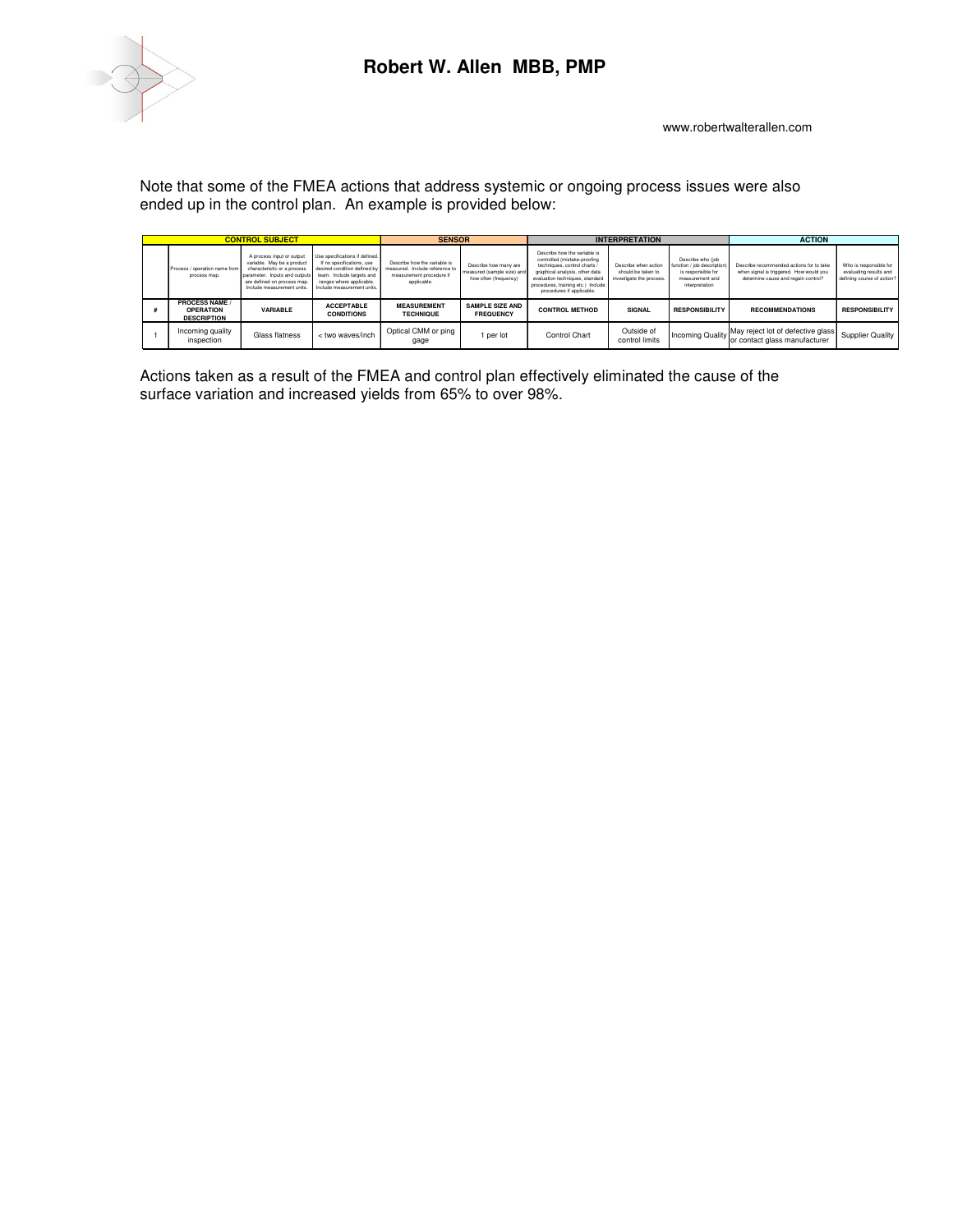Note that some of the FMEA actions that address systemic or ongoing process issues were also ended up in the control plan. An example is provided below:

| CONTROL SUBJECT | | | | SENSOR | | INTERPRETATION | | | ACTION | |
|---|---|---|---|---|---|---|---|---|---|---|
| | Process / operation name from process map. | A process input or output variable. May be a product characteristic or a process parameter. Inputs and outputs are defined on process map. Include measurement units. | Use specifications if defined. If no specifications, use desired condition defined by team. Include targets and ranges where applicable. Include measurement units. | Describe how the variable is measured. Include reference to measurement procedure if applicable. | Describe how many are measured (sample size) and how often (frequency) | Describe how the variable is controlled (mistake-proofing techniques, control charts / graphical analysis, other data evaluation techniques, standard procedures, training etc.) Include procedures if applicable. | Describe when action should be taken to investigate the process. | Describe who (job function / job description) is responsible for measurement and interpretation | Describe recommended actions for to take when signal is triggered. How would you determine cause and regain control? | Who is responsible for evaluating results and defining course of action? |
| # | PROCESS NAME / OPERATION DESCRIPTION | VARIABLE | ACCEPTABLE CONDITIONS | MEASUREMENT TECHNIQUE | SAMPLE SIZE AND FREQUENCY | CONTROL METHOD | SIGNAL | RESPONSIBILITY | RECOMMENDATIONS | RESPONSIBILITY |
| 1 | Incoming quality inspection | Glass flatness | < two waves/inch | Optical CMM or ping gage | 1 per lot | Control Chart | Outside of control limits | Incoming Quality | May reject lot of defective glass or contact glass manufacturer | Supplier Quality |

Actions taken as a result of the FMEA and control plan effectively eliminated the cause of the surface variation and increased yields from 65% to over 98%.